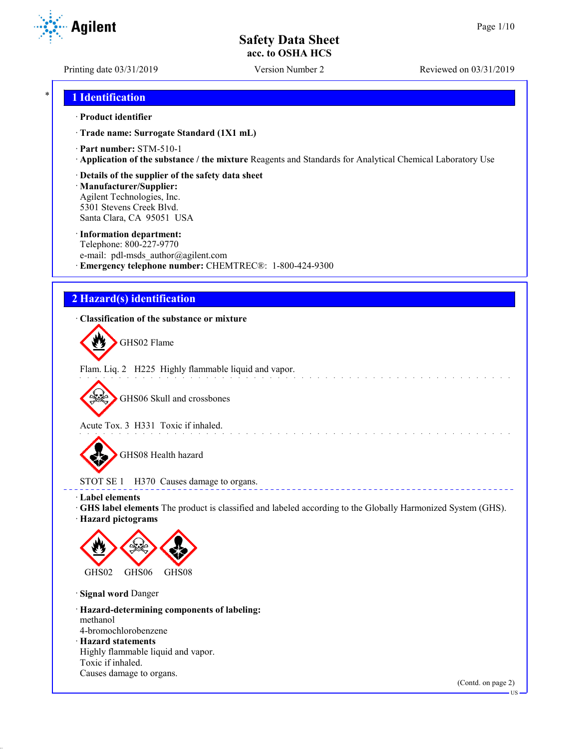# Safety Data Sheet
**acc. to OSHA HCS**

Printing date 03/31/2019 Version Number 2 Reviewed on 03/31/2019

## 1 Identification

· **Product identifier**

· **Trade name: Surrogate Standard (1X1 mL)**

· **Part number:** STM-510-1

· **Application of the substance / the mixture** Reagents and Standards for Analytical Chemical Laboratory Use

· **Details of the supplier of the safety data sheet**

· **Manufacturer/Supplier:**
Agilent Technologies, Inc.
5301 Stevens Creek Blvd.
Santa Clara, CA 95051 USA

· **Information department:**
Telephone: 800-227-9770
e-mail: pdl-msds_author@agilent.com

· **Emergency telephone number:** CHEMTREC®: 1-800-424-9300

## 2 Hazard(s) identification

· **Classification of the substance or mixture**

GHS02 Flame

Flam. Liq. 2 H225 Highly flammable liquid and vapor.

GHS06 Skull and crossbones

Acute Tox. 3 H331 Toxic if inhaled.

GHS08 Health hazard

STOT SE 1 H370 Causes damage to organs.

· **Label elements**

· **GHS label elements** The product is classified and labeled according to the Globally Harmonized System (GHS).

· **Hazard pictograms**

GHS02 GHS06 GHS08

· **Signal word** Danger

· **Hazard-determining components of labeling:**
methanol
4-bromochlorobenzene

· **Hazard statements**
Highly flammable liquid and vapor.
Toxic if inhaled.
Causes damage to organs.

(Contd. on page 2)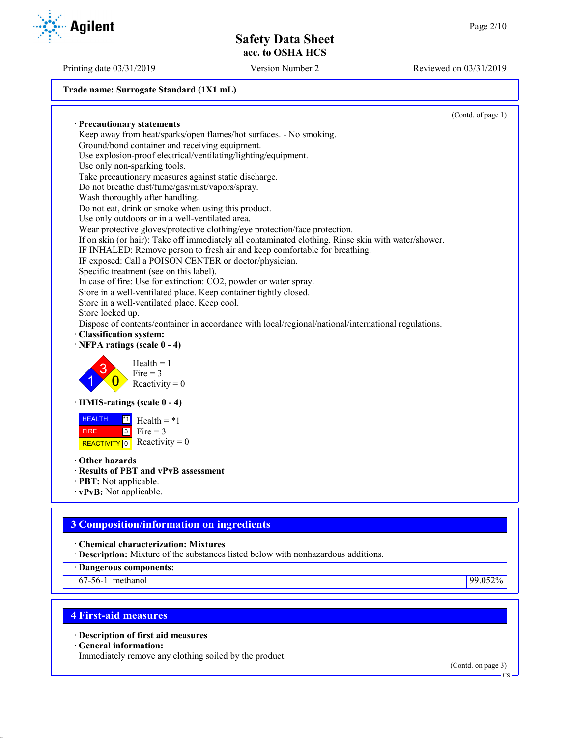**Trade name: Surrogate Standard (1X1 mL)**

(Contd. of page 1)

· **Precautionary statements**
Keep away from heat/sparks/open flames/hot surfaces. - No smoking.
Ground/bond container and receiving equipment.
Use explosion-proof electrical/ventilating/lighting/equipment.
Use only non-sparking tools.
Take precautionary measures against static discharge.
Do not breathe dust/fume/gas/mist/vapors/spray.
Wash thoroughly after handling.
Do not eat, drink or smoke when using this product.
Use only outdoors or in a well-ventilated area.
Wear protective gloves/protective clothing/eye protection/face protection.
If on skin (or hair): Take off immediately all contaminated clothing. Rinse skin with water/shower.
IF INHALED: Remove person to fresh air and keep comfortable for breathing.
IF exposed: Call a POISON CENTER or doctor/physician.
Specific treatment (see on this label).
In case of fire: Use for extinction: $CO_2$, powder or water spray.
Store in a well-ventilated place. Keep container tightly closed.
Store in a well-ventilated place. Keep cool.
Store locked up.
Dispose of contents/container in accordance with local/regional/national/international regulations.

· **Classification system:**

· **NFPA ratings (scale 0 - 4)**

Health = 1
Fire = 3
Reactivity = 0

· **HMIS-ratings (scale 0 - 4)**

| | |
|---|---|
| HEALTH | *1 |
| FIRE | 3 |
| REACTIVITY | 0 |

Health = *1
Fire = 3
Reactivity = 0

· **Other hazards**
· **Results of PBT and vPvB assessment**
· **PBT:** Not applicable.
· **vPvB:** Not applicable.

## 3 Composition/information on ingredients

· **Chemical characterization: Mixtures**
· **Description:** Mixture of the substances listed below with nonhazardous additions.

| · **Dangerous components:** | | |
|---|---|---|
| 67-56-1 | methanol | 99.052% |

## 4 First-aid measures

· **Description of first aid measures**
· **General information:**
Immediately remove any clothing soiled by the product.

(Contd. on page 3)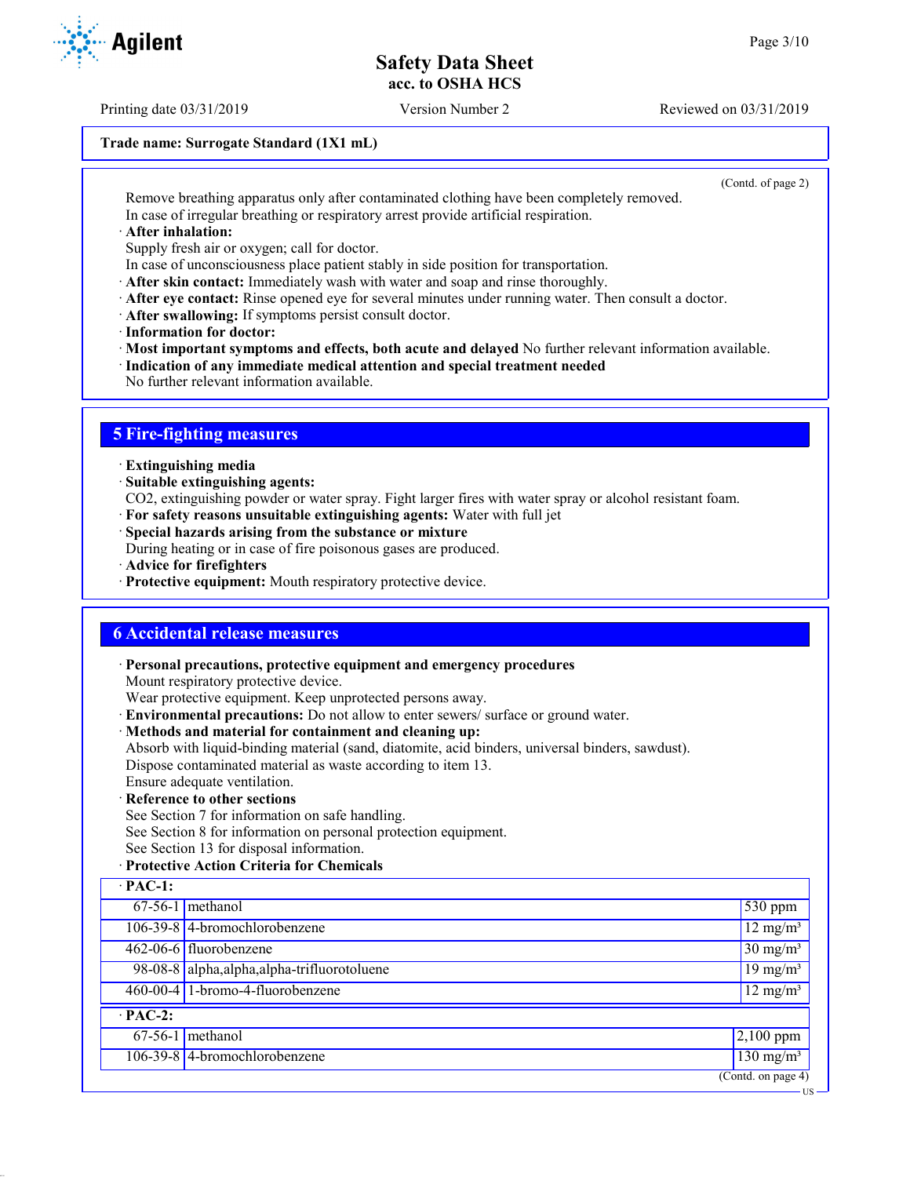Trade name: Surrogate Standard (1X1 mL)

(Contd. of page 2)

Remove breathing apparatus only after contaminated clothing have been completely removed.
In case of irregular breathing or respiratory arrest provide artificial respiration.

· **After inhalation:**
Supply fresh air or oxygen; call for doctor.
In case of unconsciousness place patient stably in side position for transportation.
· **After skin contact:** Immediately wash with water and soap and rinse thoroughly.
· **After eye contact:** Rinse opened eye for several minutes under running water. Then consult a doctor.
· **After swallowing:** If symptoms persist consult doctor.
· **Information for doctor:**
· **Most important symptoms and effects, both acute and delayed** No further relevant information available.
· **Indication of any immediate medical attention and special treatment needed**
No further relevant information available.

## 5 Fire-fighting measures

· **Extinguishing media**
· **Suitable extinguishing agents:**
$CO_2$, extinguishing powder or water spray. Fight larger fires with water spray or alcohol resistant foam.
· **For safety reasons unsuitable extinguishing agents:** Water with full jet
· **Special hazards arising from the substance or mixture**
During heating or in case of fire poisonous gases are produced.
· **Advice for firefighters**
· **Protective equipment:** Mouth respiratory protective device.

## 6 Accidental release measures

· **Personal precautions, protective equipment and emergency procedures**
Mount respiratory protective device.
Wear protective equipment. Keep unprotected persons away.
· **Environmental precautions:** Do not allow to enter sewers/ surface or ground water.
· **Methods and material for containment and cleaning up:**
Absorb with liquid-binding material (sand, diatomite, acid binders, universal binders, sawdust).
Dispose contaminated material as waste according to item 13.
Ensure adequate ventilation.
· **Reference to other sections**
See Section 7 for information on safe handling.
See Section 8 for information on personal protection equipment.
See Section 13 for disposal information.
· **Protective Action Criteria for Chemicals**

| · **PAC-1:** | | |
|---|---|---|
| 67-56-1 | methanol | 530 ppm |
| 106-39-8 | 4-bromochlorobenzene | 12 mg/m³ |
| 462-06-6 | fluorobenzene | 30 mg/m³ |
| 98-08-8 | alpha,alpha,alpha-trifluorotoluene | 19 mg/m³ |
| 460-00-4 | 1-bromo-4-fluorobenzene | 12 mg/m³ |
| · **PAC-2:** | | |
| 67-56-1 | methanol | 2,100 ppm |
| 106-39-8 | 4-bromochlorobenzene | 130 mg/m³ |

(Contd. on page 4)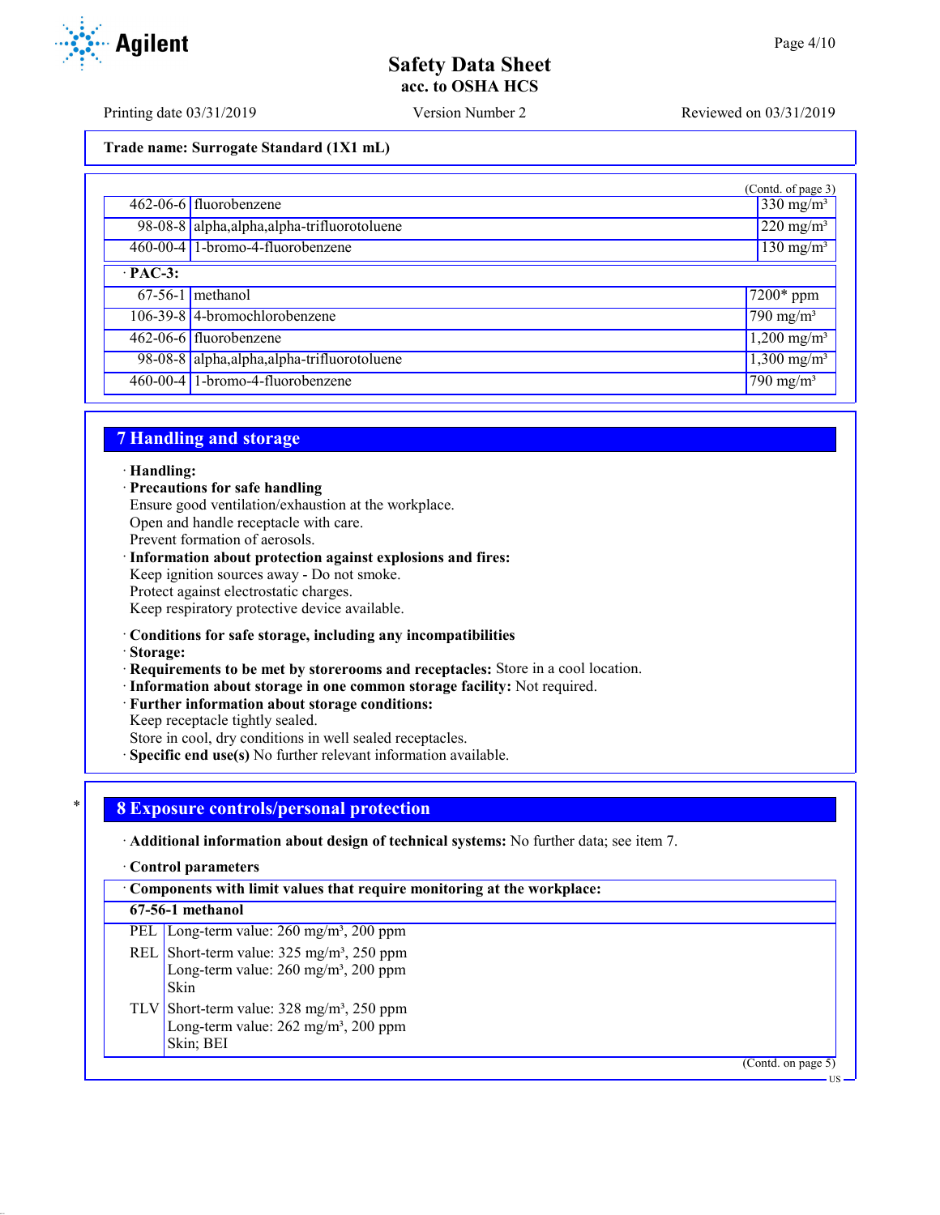Trade name: Surrogate Standard (1X1 mL)

(Contd. of page 3)

| | | |
|---|---|---|
| 462-06-6 | fluorobenzene | 330 mg/m³ |
| 98-08-8 | alpha,alpha,alpha-trifluorotoluene | 220 mg/m³ |
| 460-00-4 | 1-bromo-4-fluorobenzene | 130 mg/m³ |

· **PAC-3:**

| | | |
|---|---|---|
| 67-56-1 | methanol | 7200* ppm |
| 106-39-8 | 4-bromochlorobenzene | 790 mg/m³ |
| 462-06-6 | fluorobenzene | 1,200 mg/m³ |
| 98-08-8 | alpha,alpha,alpha-trifluorotoluene | 1,300 mg/m³ |
| 460-00-4 | 1-bromo-4-fluorobenzene | 790 mg/m³ |

## 7 Handling and storage

· **Handling:**
· **Precautions for safe handling**
Ensure good ventilation/exhaustion at the workplace.
Open and handle receptacle with care.
Prevent formation of aerosols.
· **Information about protection against explosions and fires:**
Keep ignition sources away - Do not smoke.
Protect against electrostatic charges.
Keep respiratory protective device available.

· **Conditions for safe storage, including any incompatibilities**
· **Storage:**
· **Requirements to be met by storerooms and receptacles:** Store in a cool location.
· **Information about storage in one common storage facility:** Not required.
· **Further information about storage conditions:**
Keep receptacle tightly sealed.
Store in cool, dry conditions in well sealed receptacles.
· **Specific end use(s)** No further relevant information available.

## 8 Exposure controls/personal protection

· **Additional information about design of technical systems:** No further data; see item 7.

· **Control parameters**

· **Components with limit values that require monitoring at the workplace:**

**67-56-1 methanol**

| | |
|---|---|
| PEL | Long-term value: 260 mg/m³, 200 ppm |
| REL | Short-term value: 325 mg/m³, 250 ppm<br>Long-term value: 260 mg/m³, 200 ppm<br>Skin |
| TLV | Short-term value: 328 mg/m³, 250 ppm<br>Long-term value: 262 mg/m³, 200 ppm<br>Skin; BEI |

(Contd. on page 5)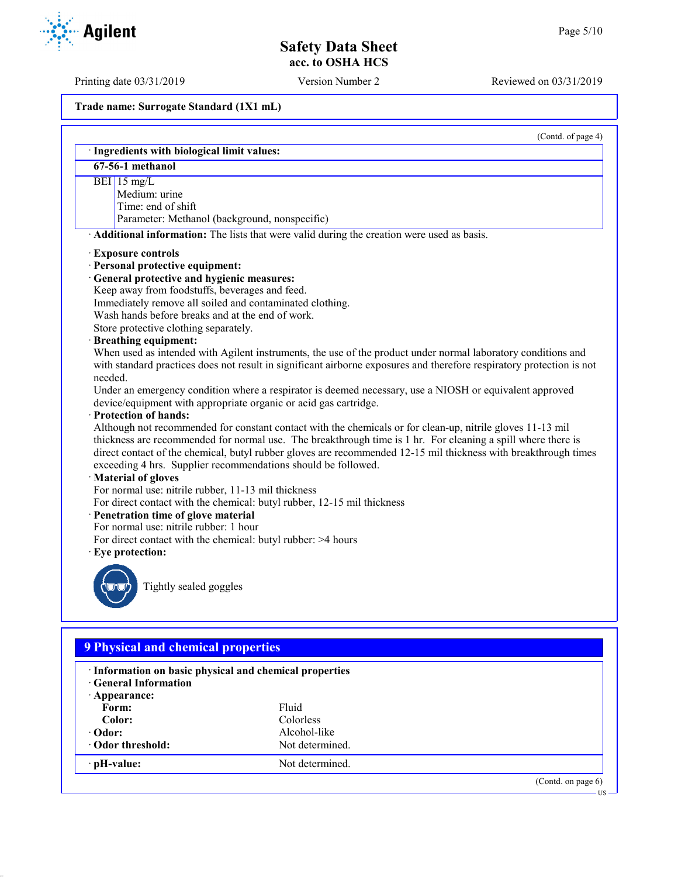**Trade name: Surrogate Standard (1X1 mL)**

(Contd. of page 4)

· **Ingredients with biological limit values:**

| **67-56-1 methanol** | |
|---|---|
| BEI | 15 mg/L<br>Medium: urine<br>Time: end of shift<br>Parameter: Methanol (background, nonspecific) |

· **Additional information:** The lists that were valid during the creation were used as basis.

· **Exposure controls**
· **Personal protective equipment:**
· **General protective and hygienic measures:**
Keep away from foodstuffs, beverages and feed.
Immediately remove all soiled and contaminated clothing.
Wash hands before breaks and at the end of work.
Store protective clothing separately.
· **Breathing equipment:**
When used as intended with Agilent instruments, the use of the product under normal laboratory conditions and with standard practices does not result in significant airborne exposures and therefore respiratory protection is not needed.
Under an emergency condition where a respirator is deemed necessary, use a NIOSH or equivalent approved device/equipment with appropriate organic or acid gas cartridge.
· **Protection of hands:**
Although not recommended for constant contact with the chemicals or for clean-up, nitrile gloves 11-13 mil thickness are recommended for normal use. The breakthrough time is 1 hr. For cleaning a spill where there is direct contact of the chemical, butyl rubber gloves are recommended 12-15 mil thickness with breakthrough times exceeding 4 hrs. Supplier recommendations should be followed.
· **Material of gloves**
For normal use: nitrile rubber, 11-13 mil thickness
For direct contact with the chemical: butyl rubber, 12-15 mil thickness
· **Penetration time of glove material**
For normal use: nitrile rubber: 1 hour
For direct contact with the chemical: butyl rubber: >4 hours
· **Eye protection:**

Tightly sealed goggles

## 9 Physical and chemical properties

· **Information on basic physical and chemical properties**
· **General Information**
· **Appearance:**

| | |
|---|---|
| **Form:** | Fluid |
| **Color:** | Colorless |
| · **Odor:** | Alcohol-like |
| · **Odor threshold:** | Not determined. |
| · **pH-value:** | Not determined. |

(Contd. on page 6)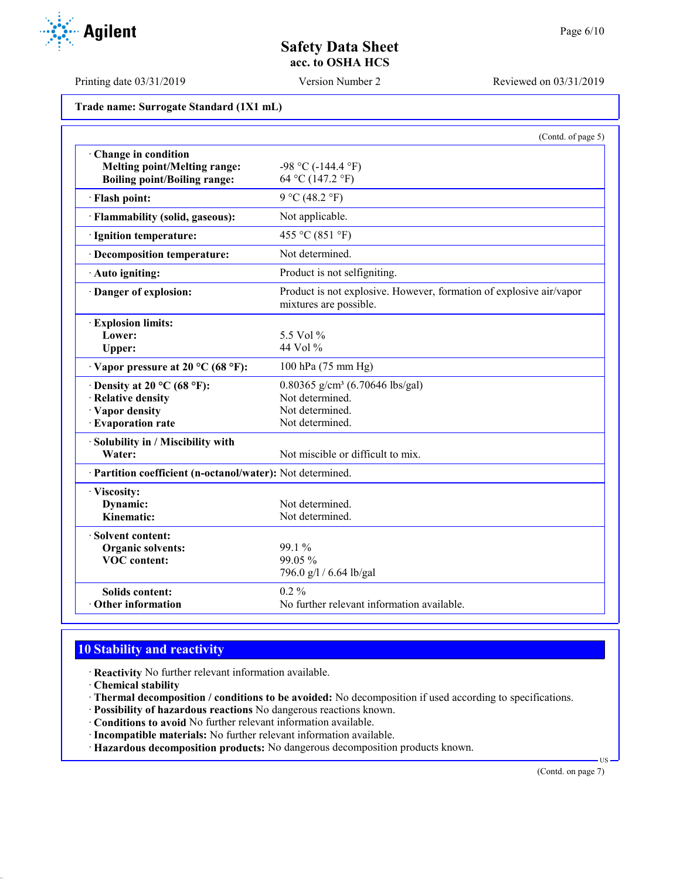**Trade name: Surrogate Standard (1X1 mL)**

(Contd. of page 5)

| | |
|---|---|
| · **Change in condition** | |
| **Melting point/Melting range:** | -98 °C (-144.4 °F) |
| **Boiling point/Boiling range:** | 64 °C (147.2 °F) |
| · **Flash point:** | 9 °C (48.2 °F) |
| · **Flammability (solid, gaseous):** | Not applicable. |
| · **Ignition temperature:** | 455 °C (851 °F) |
| · **Decomposition temperature:** | Not determined. |
| · **Auto igniting:** | Product is not selfigniting. |
| · **Danger of explosion:** | Product is not explosive. However, formation of explosive air/vapor mixtures are possible. |
| · **Explosion limits:** | |
| **Lower:** | 5.5 Vol % |
| **Upper:** | 44 Vol % |
| · **Vapor pressure at 20 °C (68 °F):** | 100 hPa (75 mm Hg) |
| · **Density at 20 °C (68 °F):** | 0.80365 g/cm³ (6.70646 lbs/gal) |
| · **Relative density** | Not determined. |
| · **Vapor density** | Not determined. |
| · **Evaporation rate** | Not determined. |
| · **Solubility in / Miscibility with** | |
| **Water:** | Not miscible or difficult to mix. |
| · **Partition coefficient (n-octanol/water):** | Not determined. |
| · **Viscosity:** | |
| **Dynamic:** | Not determined. |
| **Kinematic:** | Not determined. |
| · **Solvent content:** | |
| **Organic solvents:** | 99.1 % |
| **VOC content:** | 99.05 % |
| | 796.0 g/l / 6.64 lb/gal |
| **Solids content:** | 0.2 % |
| · **Other information** | No further relevant information available. |

## 10 Stability and reactivity

· **Reactivity** No further relevant information available.
· **Chemical stability**
· **Thermal decomposition / conditions to be avoided:** No decomposition if used according to specifications.
· **Possibility of hazardous reactions** No dangerous reactions known.
· **Conditions to avoid** No further relevant information available.
· **Incompatible materials:** No further relevant information available.
· **Hazardous decomposition products:** No dangerous decomposition products known.

(Contd. on page 7)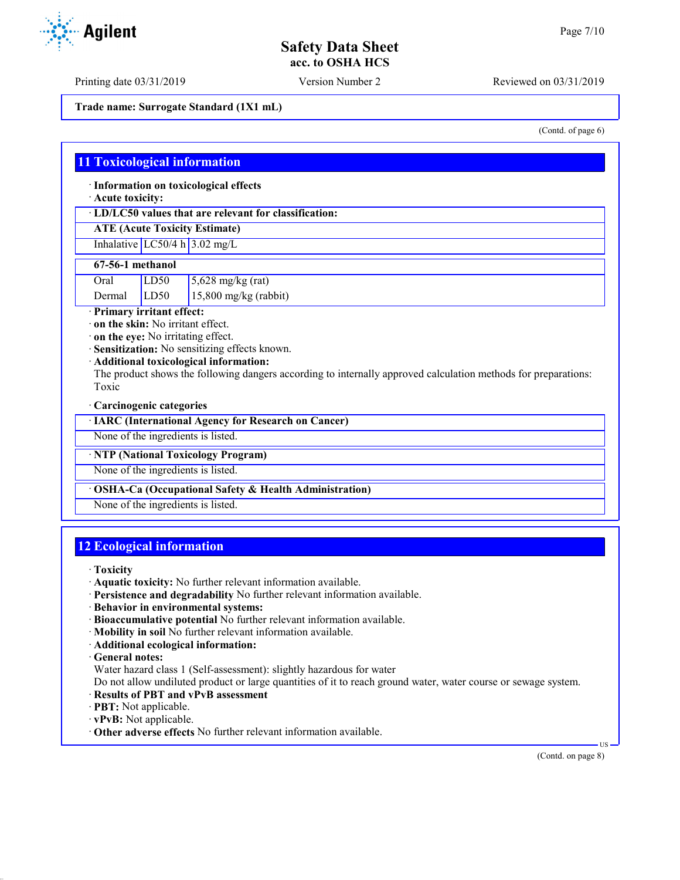Trade name: Surrogate Standard (1X1 mL)

(Contd. of page 6)

## 11 Toxicological information

· **Information on toxicological effects**
· **Acute toxicity:**

| · LD/LC50 values that are relevant for classification: | | |
|---|---|---|
| **ATE (Acute Toxicity Estimate)** | | |
| Inhalative | LC50/4 h | 3.02 mg/L |

| 67-56-1 methanol | | |
|---|---|---|
| Oral | LD50 | 5,628 mg/kg (rat) |
| Dermal | LD50 | 15,800 mg/kg (rabbit) |

· **Primary irritant effect:**
· **on the skin:** No irritant effect.
· **on the eye:** No irritating effect.
· **Sensitization:** No sensitizing effects known.
· **Additional toxicological information:**
The product shows the following dangers according to internally approved calculation methods for preparations:
Toxic

· **Carcinogenic categories**

| · IARC (International Agency for Research on Cancer) |
|---|
| None of the ingredients is listed. |

| · NTP (National Toxicology Program) |
|---|
| None of the ingredients is listed. |

| · OSHA-Ca (Occupational Safety & Health Administration) |
|---|
| None of the ingredients is listed. |

## 12 Ecological information

· **Toxicity**
· **Aquatic toxicity:** No further relevant information available.
· **Persistence and degradability** No further relevant information available.
· **Behavior in environmental systems:**
· **Bioaccumulative potential** No further relevant information available.
· **Mobility in soil** No further relevant information available.
· **Additional ecological information:**
· **General notes:**
Water hazard class 1 (Self-assessment): slightly hazardous for water
Do not allow undiluted product or large quantities of it to reach ground water, water course or sewage system.
· **Results of PBT and vPvB assessment**
· **PBT:** Not applicable.
· **vPvB:** Not applicable.
· **Other adverse effects** No further relevant information available.

(Contd. on page 8)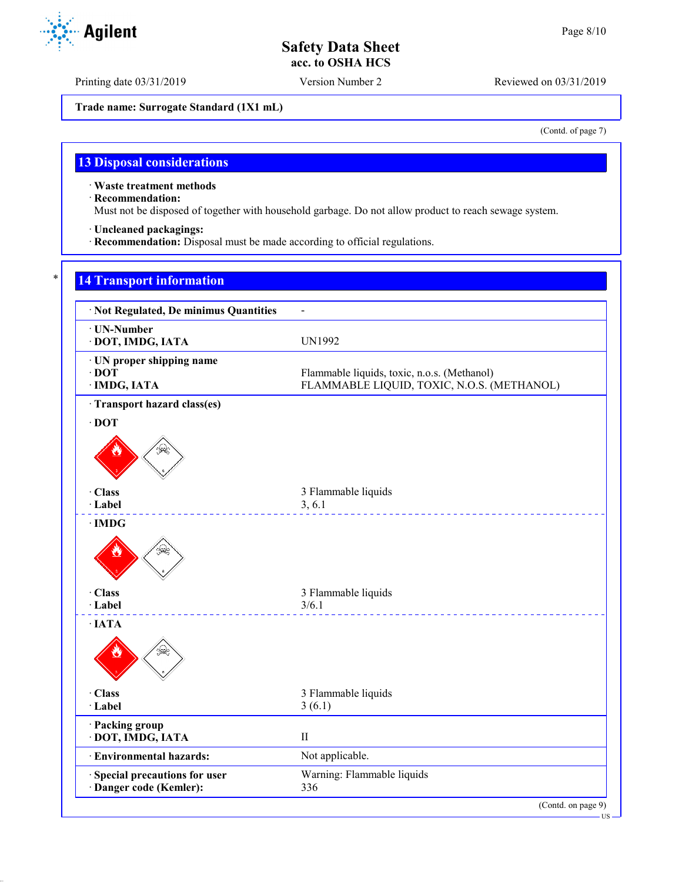Trade name: Surrogate Standard (1X1 mL)

(Contd. of page 7)

## 13 Disposal considerations

· **Waste treatment methods**
· **Recommendation:**
Must not be disposed of together with household garbage. Do not allow product to reach sewage system.

· **Uncleaned packagings:**
· **Recommendation:** Disposal must be made according to official regulations.

## 14 Transport information

| | |
|---|---|
| · **Not Regulated, De minimus Quantities** | - |
| · **UN-Number**<br>· **DOT, IMDG, IATA** | UN1992 |
| · **UN proper shipping name**<br>· **DOT**<br>· **IMDG, IATA** | <br>Flammable liquids, toxic, n.o.s. (Methanol)<br>FLAMMABLE LIQUID, TOXIC, N.O.S. (METHANOL) |
| · **Transport hazard class(es)** | |
| · **DOT** | |
| · **Class**<br>· **Label** | 3 Flammable liquids<br>3, 6.1 |
| · **IMDG** | |
| · **Class**<br>· **Label** | 3 Flammable liquids<br>3/6.1 |
| · **IATA** | |
| · **Class**<br>· **Label** | 3 Flammable liquids<br>3 (6.1) |
| · **Packing group**<br>· **DOT, IMDG, IATA** | <br>II |
| · **Environmental hazards:** | Not applicable. |
| · **Special precautions for user**<br>· **Danger code (Kemler):** | Warning: Flammable liquids<br>336 |

(Contd. on page 9)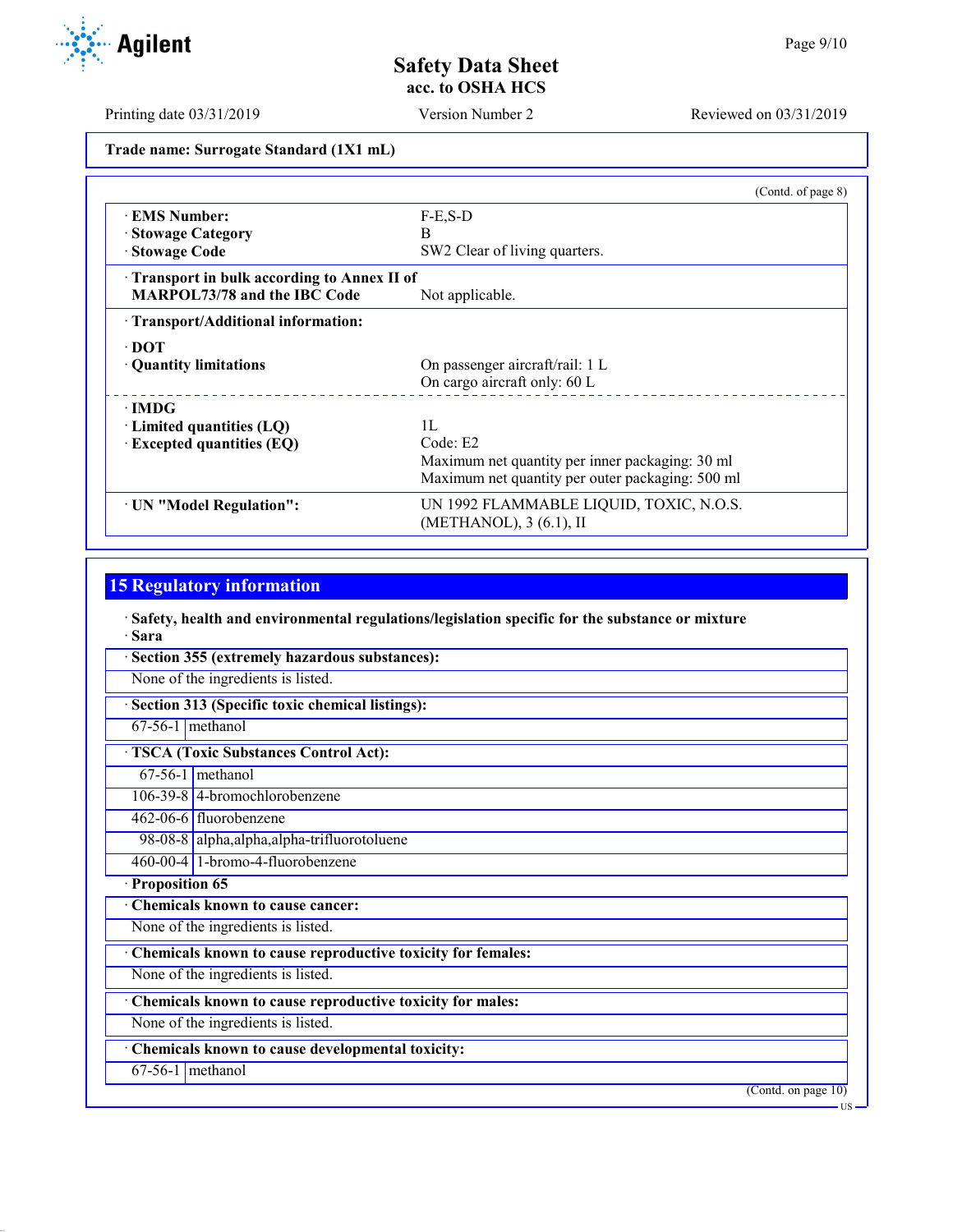**Trade name: Surrogate Standard (1X1 mL)**

(Contd. of page 8)

| | |
|---|---|
| · **EMS Number:** | F-E,S-D |
| · **Stowage Category** | B |
| · **Stowage Code** | SW2 Clear of living quarters. |
| · **Transport in bulk according to Annex II of MARPOL73/78 and the IBC Code** | Not applicable. |
| · **Transport/Additional information:** | |
| · **DOT** | |
| · **Quantity limitations** | On passenger aircraft/rail: 1 L<br>On cargo aircraft only: 60 L |
| · **IMDG** | |
| · **Limited quantities (LQ)** | 1L |
| · **Excepted quantities (EQ)** | Code: E2<br>Maximum net quantity per inner packaging: 30 ml<br>Maximum net quantity per outer packaging: 500 ml |
| · **UN "Model Regulation":** | UN 1992 FLAMMABLE LIQUID, TOXIC, N.O.S. (METHANOL), 3 (6.1), II |

## 15 Regulatory information

· **Safety, health and environmental regulations/legislation specific for the substance or mixture**

· **Sara**

· **Section 355 (extremely hazardous substances):**

None of the ingredients is listed.

· **Section 313 (Specific toxic chemical listings):**

| | |
|---|---|
| 67-56-1 | methanol |

· **TSCA (Toxic Substances Control Act):**

| | |
|---|---|
| 67-56-1 | methanol |
| 106-39-8 | 4-bromochlorobenzene |
| 462-06-6 | fluorobenzene |
| 98-08-8 | alpha,alpha,alpha-trifluorotoluene |
| 460-00-4 | 1-bromo-4-fluorobenzene |

· **Proposition 65**

· **Chemicals known to cause cancer:**

None of the ingredients is listed.

· **Chemicals known to cause reproductive toxicity for females:**

None of the ingredients is listed.

· **Chemicals known to cause reproductive toxicity for males:**

None of the ingredients is listed.

· **Chemicals known to cause developmental toxicity:**

| | |
|---|---|
| 67-56-1 | methanol |

(Contd. on page 10)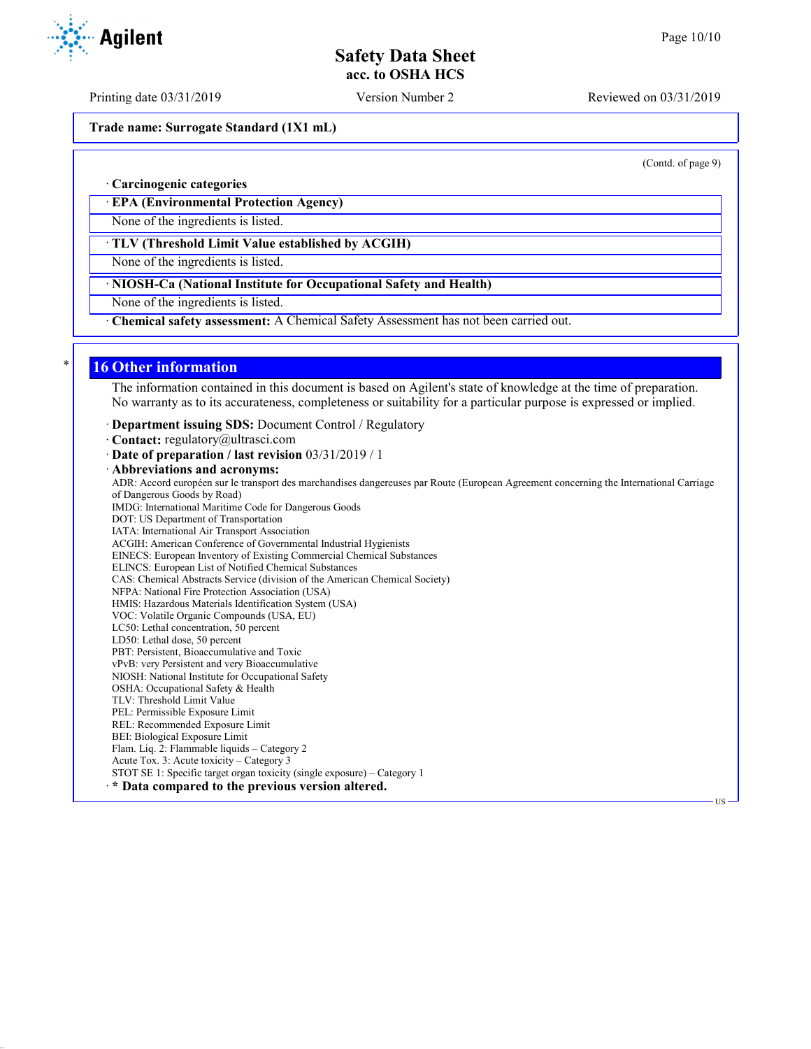(Contd. of page 9)

· **Carcinogenic categories**

· **EPA (Environmental Protection Agency)**

None of the ingredients is listed.

· **TLV (Threshold Limit Value established by ACGIH)**

None of the ingredients is listed.

· **NIOSH-Ca (National Institute for Occupational Safety and Health)**

None of the ingredients is listed.

· **Chemical safety assessment:** A Chemical Safety Assessment has not been carried out.

## * 16 Other information

The information contained in this document is based on Agilent's state of knowledge at the time of preparation. No warranty as to its accurateness, completeness or suitability for a particular purpose is expressed or implied.

· **Department issuing SDS:** Document Control / Regulatory
· **Contact:** regulatory@ultrasci.com
· **Date of preparation / last revision** 03/31/2019 / 1
· **Abbreviations and acronyms:**

ADR: Accord européen sur le transport des marchandises dangereuses par Route (European Agreement concerning the International Carriage of Dangerous Goods by Road)
IMDG: International Maritime Code for Dangerous Goods
DOT: US Department of Transportation
IATA: International Air Transport Association
ACGIH: American Conference of Governmental Industrial Hygienists
EINECS: European Inventory of Existing Commercial Chemical Substances
ELINCS: European List of Notified Chemical Substances
CAS: Chemical Abstracts Service (division of the American Chemical Society)
NFPA: National Fire Protection Association (USA)
HMIS: Hazardous Materials Identification System (USA)
VOC: Volatile Organic Compounds (USA, EU)
LC50: Lethal concentration, 50 percent
LD50: Lethal dose, 50 percent
PBT: Persistent, Bioaccumulative and Toxic
vPvB: very Persistent and very Bioaccumulative
NIOSH: National Institute for Occupational Safety
OSHA: Occupational Safety & Health
TLV: Threshold Limit Value
PEL: Permissible Exposure Limit
REL: Recommended Exposure Limit
BEI: Biological Exposure Limit
Flam. Liq. 2: Flammable liquids – Category 2
Acute Tox. 3: Acute toxicity – Category 3
STOT SE 1: Specific target organ toxicity (single exposure) – Category 1

· **\* Data compared to the previous version altered.**